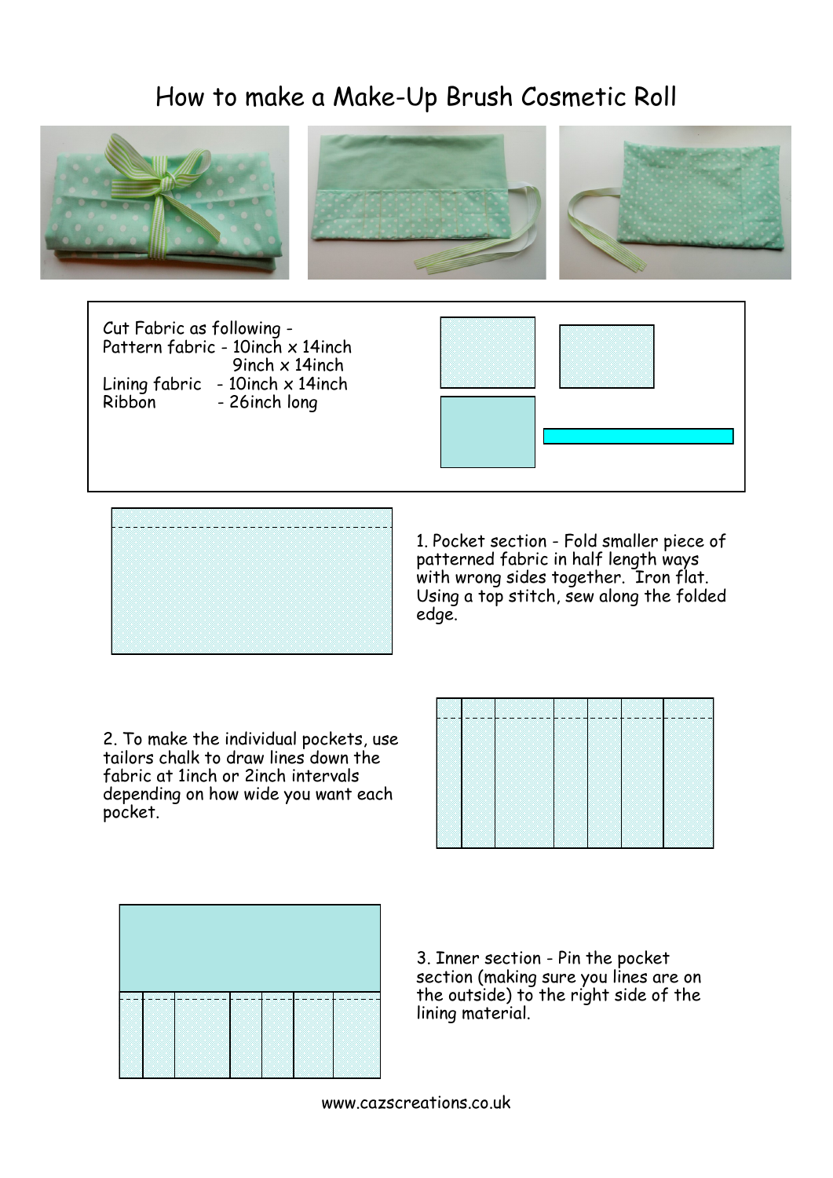# How to make a Make-Up Brush Cosmetic Roll

Cut Fabric as following -

Pattern fabric - 10inch x 14inch
9inch x 14inch

Lining fabric - 10inch x 14inch

Ribbon - 26inch long

1. Pocket section - Fold smaller piece of patterned fabric in half length ways with wrong sides together. Iron flat. Using a top stitch, sew along the folded edge.

2. To make the individual pockets, use tailors chalk to draw lines down the fabric at 1inch or 2inch intervals depending on how wide you want each pocket.

3. Inner section - Pin the pocket section (making sure you lines are on the outside) to the right side of the lining material.

www.cazscreations.co.uk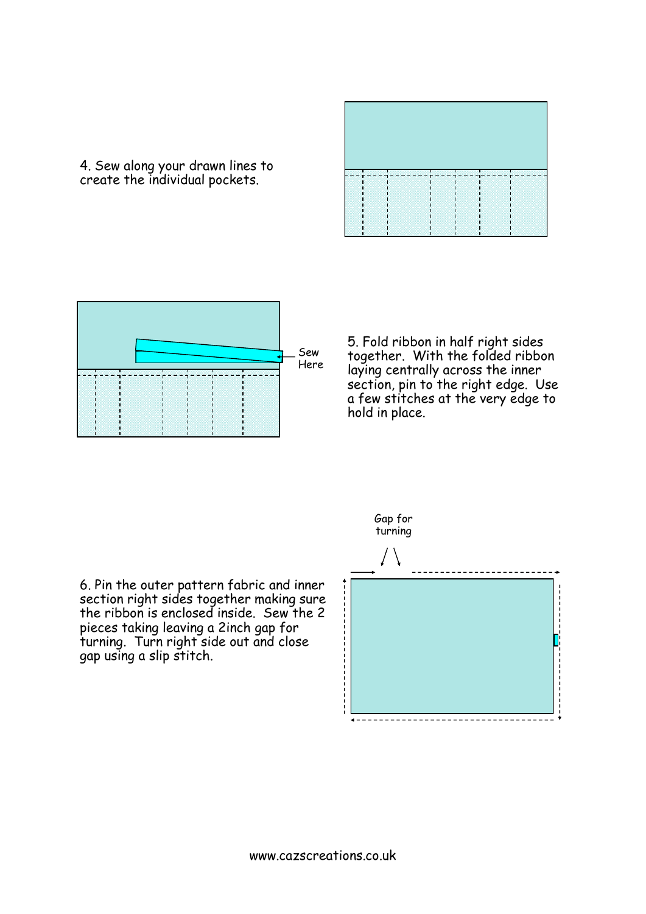4. Sew along your drawn lines to create the individual pockets.

Sew
Here

5. Fold ribbon in half right sides together. With the folded ribbon laying centrally across the inner section, pin to the right edge. Use a few stitches at the very edge to hold in place.

Gap for
turning

6. Pin the outer pattern fabric and inner section right sides together making sure the ribbon is enclosed inside. Sew the 2 pieces taking leaving a 2inch gap for turning. Turn right side out and close gap using a slip stitch.

www.cazscreations.co.uk